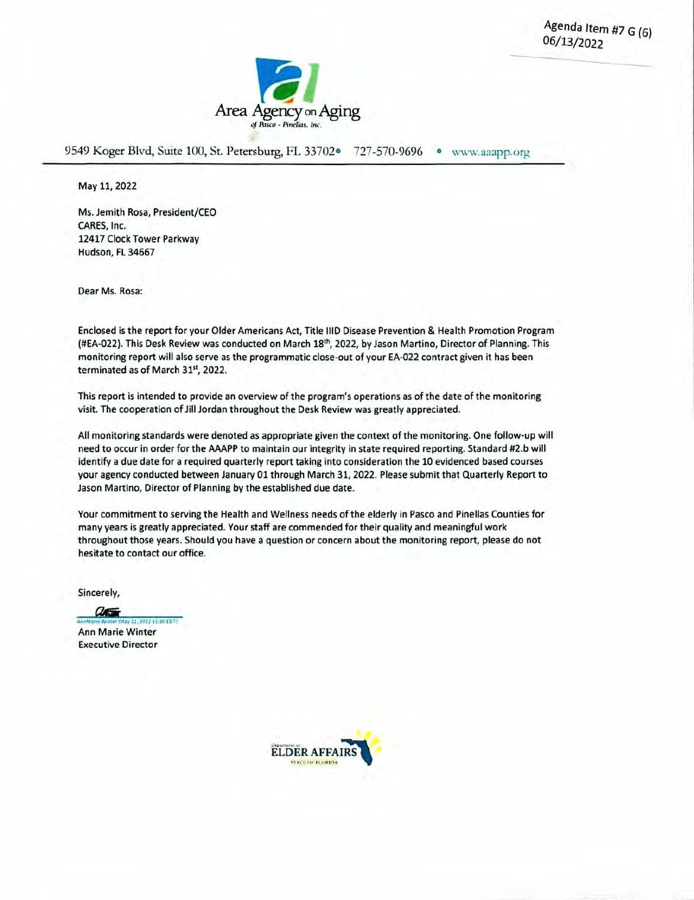Agenda Item #7 G (6)
06/13/2022

Area Agency on Aging
*of Pasco - Pinellas, Inc.*

9549 Koger Blvd, Suite 100, St. Petersburg, FL 33702 • 727-570-9696 • www.aaapp.org

May 11, 2022

Ms. Jemith Rosa, President/CEO
CARES, Inc.
12417 Clock Tower Parkway
Hudson, FL 34667

Dear Ms. Rosa:

Enclosed is the report for your Older Americans Act, Title IIID Disease Prevention & Health Promotion Program (#EA-022). This Desk Review was conducted on March 18th, 2022, by Jason Martino, Director of Planning. This monitoring report will also serve as the programmatic close-out of your EA-022 contract given it has been terminated as of March 31st, 2022.

This report is intended to provide an overview of the program's operations as of the date of the monitoring visit. The cooperation of Jill Jordan throughout the Desk Review was greatly appreciated.

All monitoring standards were denoted as appropriate given the context of the monitoring. One follow-up will need to occur in order for the AAAPP to maintain our integrity in state required reporting. Standard #2.b will identify a due date for a required quarterly report taking into consideration the 10 evidenced based courses your agency conducted between January 01 through March 31, 2022. Please submit that Quarterly Report to Jason Martino, Director of Planning by the established due date.

Your commitment to serving the Health and Wellness needs of the elderly in Pasco and Pinellas Counties for many years is greatly appreciated. Your staff are commended for their quality and meaningful work throughout those years. Should you have a question or concern about the monitoring report, please do not hesitate to contact our office.

Sincerely,

AnnMarie Winter (May 11, 2022 15:30 EDT)

Ann Marie Winter
Executive Director

Department of ELDER AFFAIRS
STATE OF FLORIDA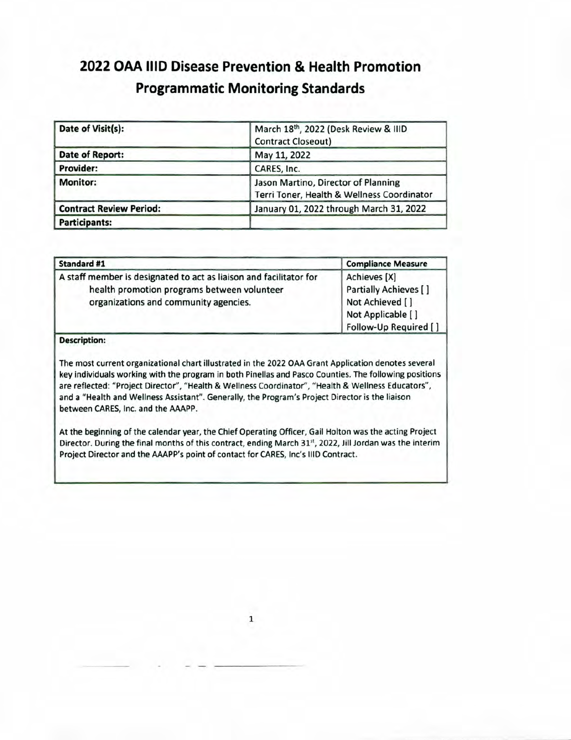# 2022 OAA IIID Disease Prevention & Health Promotion Programmatic Monitoring Standards

| Date of Visit(s): | March 18th, 2022 (Desk Review & IIID Contract Closeout) |
|---|---|
| **Date of Report:** | May 11, 2022 |
| **Provider:** | CARES, Inc. |
| **Monitor:** | Jason Martino, Director of Planning<br>Terri Toner, Health & Wellness Coordinator |
| **Contract Review Period:** | January 01, 2022 through March 31, 2022 |
| **Participants:** | |

| Standard #1 | Compliance Measure |
|---|---|
| A staff member is designated to act as liaison and facilitator for health promotion programs between volunteer organizations and community agencies. | Achieves [X]<br>Partially Achieves [ ]<br>Not Achieved [ ]<br>Not Applicable [ ]<br>Follow-Up Required [ ] |

**Description:**

The most current organizational chart illustrated in the 2022 OAA Grant Application denotes several key individuals working with the program in both Pinellas and Pasco Counties. The following positions are reflected: "Project Director", "Health & Wellness Coordinator", "Health & Wellness Educators", and a "Health and Wellness Assistant". Generally, the Program's Project Director is the liaison between CARES, Inc. and the AAAPP.

At the beginning of the calendar year, the Chief Operating Officer, Gail Holton was the acting Project Director. During the final months of this contract, ending March 31st, 2022, Jill Jordan was the interim Project Director and the AAAPP's point of contact for CARES, Inc's IIID Contract.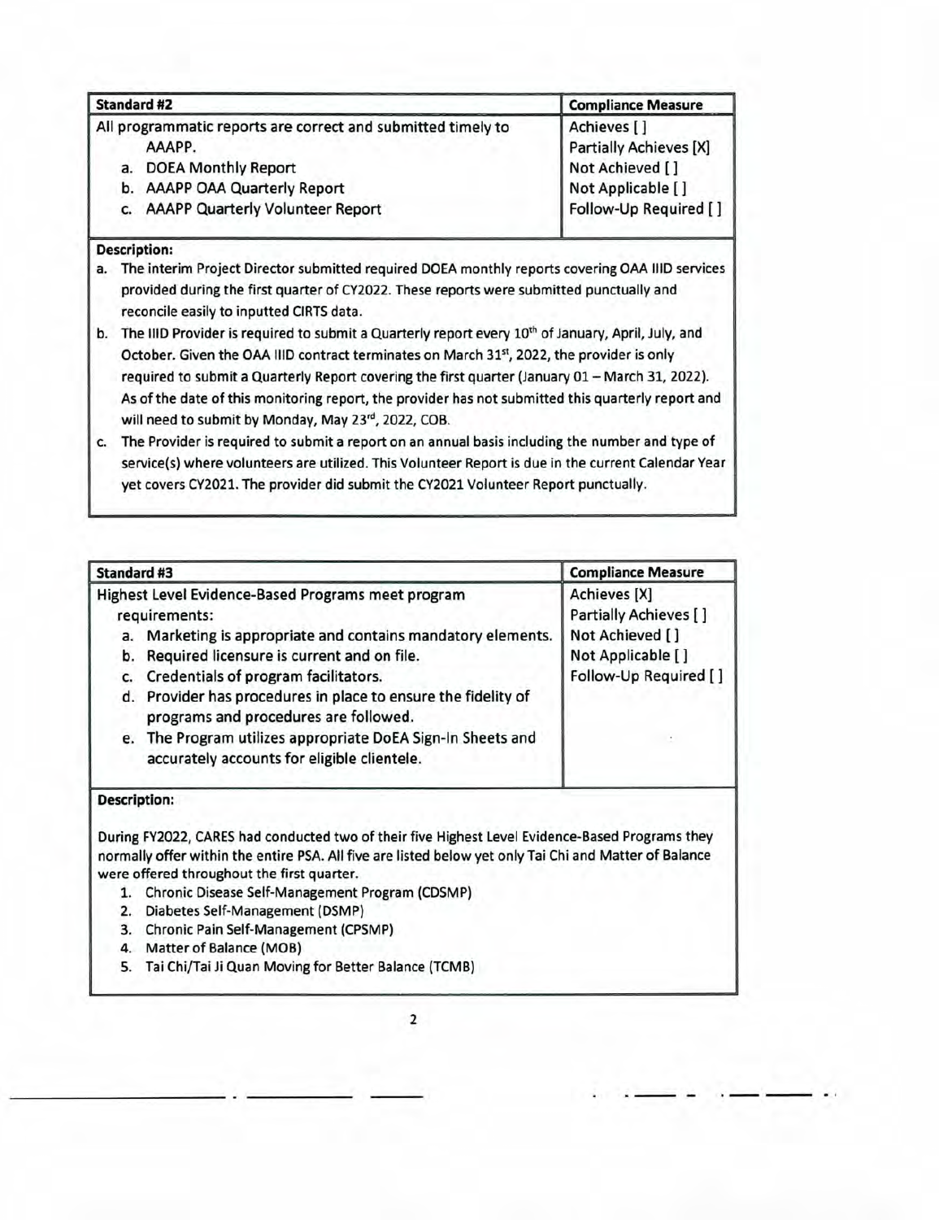| Standard #2 | Compliance Measure |
|---|---|
| All programmatic reports are correct and submitted timely to AAAPP.<br>a. DOEA Monthly Report<br>b. AAAPP OAA Quarterly Report<br>c. AAAPP Quarterly Volunteer Report | Achieves [ ]<br>Partially Achieves [X]<br>Not Achieved [ ]<br>Not Applicable [ ]<br>Follow-Up Required [ ] |

**Description:**

a. The interim Project Director submitted required DOEA monthly reports covering OAA IIID services provided during the first quarter of CY2022. These reports were submitted punctually and reconcile easily to inputted CIRTS data.

b. The IIID Provider is required to submit a Quarterly report every 10th of January, April, July, and October. Given the OAA IIID contract terminates on March 31st, 2022, the provider is only required to submit a Quarterly Report covering the first quarter (January 01 – March 31, 2022). As of the date of this monitoring report, the provider has not submitted this quarterly report and will need to submit by Monday, May 23rd, 2022, COB.

c. The Provider is required to submit a report on an annual basis including the number and type of service(s) where volunteers are utilized. This Volunteer Report is due in the current Calendar Year yet covers CY2021. The provider did submit the CY2021 Volunteer Report punctually.

| Standard #3 | Compliance Measure |
|---|---|
| Highest Level Evidence-Based Programs meet program requirements:<br>a. Marketing is appropriate and contains mandatory elements.<br>b. Required licensure is current and on file.<br>c. Credentials of program facilitators.<br>d. Provider has procedures in place to ensure the fidelity of programs and procedures are followed.<br>e. The Program utilizes appropriate DoEA Sign-In Sheets and accurately accounts for eligible clientele. | Achieves [X]<br>Partially Achieves [ ]<br>Not Achieved [ ]<br>Not Applicable [ ]<br>Follow-Up Required [ ] |

**Description:**

During FY2022, CARES had conducted two of their five Highest Level Evidence-Based Programs they normally offer within the entire PSA. All five are listed below yet only Tai Chi and Matter of Balance were offered throughout the first quarter.

1. Chronic Disease Self-Management Program (CDSMP)
2. Diabetes Self-Management (DSMP)
3. Chronic Pain Self-Management (CPSMP)
4. Matter of Balance (MOB)
5. Tai Chi/Tai Ji Quan Moving for Better Balance (TCMB)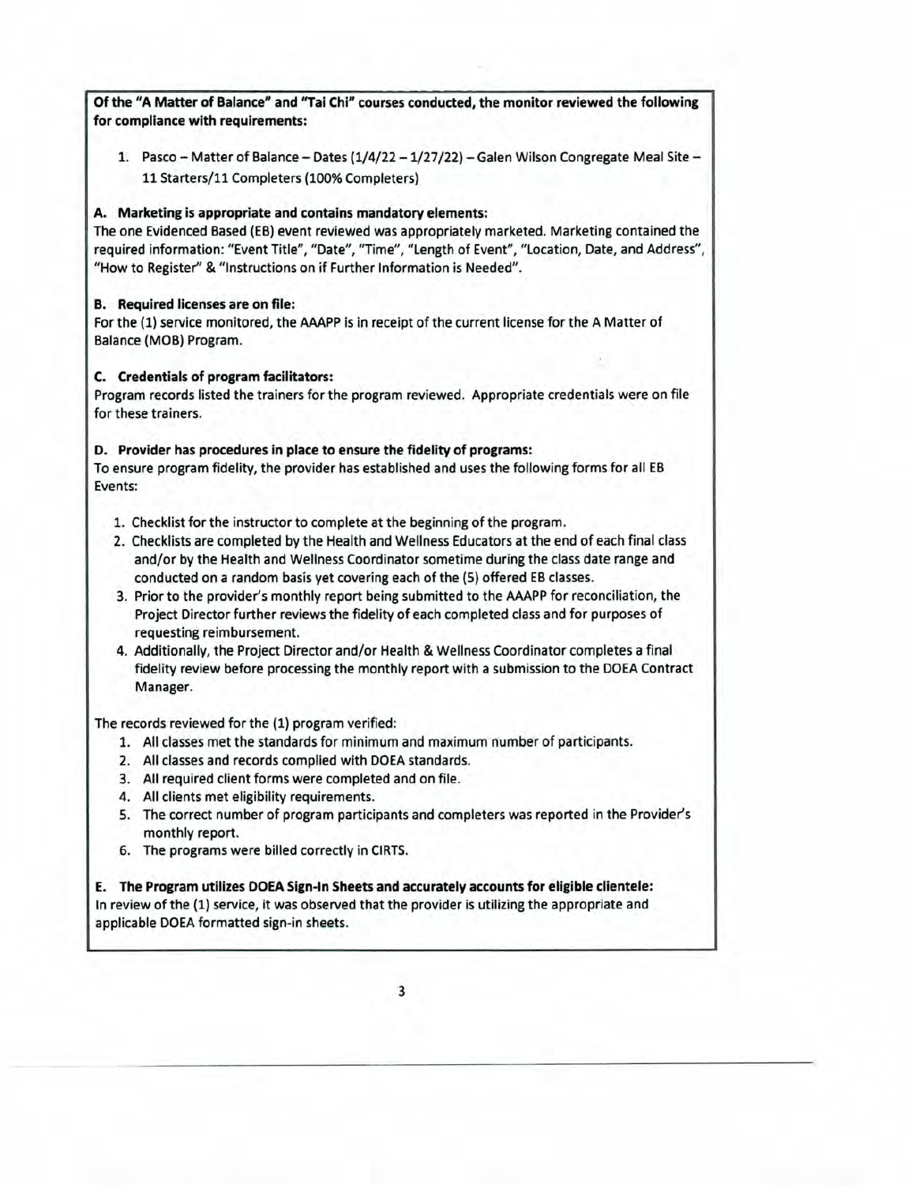**Of the "A Matter of Balance" and "Tai Chi" courses conducted, the monitor reviewed the following for compliance with requirements:**

1. Pasco – Matter of Balance – Dates (1/4/22 – 1/27/22) – Galen Wilson Congregate Meal Site – 11 Starters/11 Completers (100% Completers)

**A. Marketing is appropriate and contains mandatory elements:**

The one Evidenced Based (EB) event reviewed was appropriately marketed. Marketing contained the required information: "Event Title", "Date", "Time", "Length of Event", "Location, Date, and Address", "How to Register" & "Instructions on if Further Information is Needed".

**B. Required licenses are on file:**

For the (1) service monitored, the AAAPP is in receipt of the current license for the A Matter of Balance (MOB) Program.

**C. Credentials of program facilitators:**

Program records listed the trainers for the program reviewed. Appropriate credentials were on file for these trainers.

**D. Provider has procedures in place to ensure the fidelity of programs:**

To ensure program fidelity, the provider has established and uses the following forms for all EB Events:

1. Checklist for the instructor to complete at the beginning of the program.
2. Checklists are completed by the Health and Wellness Educators at the end of each final class and/or by the Health and Wellness Coordinator sometime during the class date range and conducted on a random basis yet covering each of the (5) offered EB classes.
3. Prior to the provider's monthly report being submitted to the AAAPP for reconciliation, the Project Director further reviews the fidelity of each completed class and for purposes of requesting reimbursement.
4. Additionally, the Project Director and/or Health & Wellness Coordinator completes a final fidelity review before processing the monthly report with a submission to the DOEA Contract Manager.

The records reviewed for the (1) program verified:

1. All classes met the standards for minimum and maximum number of participants.
2. All classes and records complied with DOEA standards.
3. All required client forms were completed and on file.
4. All clients met eligibility requirements.
5. The correct number of program participants and completers was reported in the Provider's monthly report.
6. The programs were billed correctly in CIRTS.

**E. The Program utilizes DOEA Sign-In Sheets and accurately accounts for eligible clientele:**

In review of the (1) service, it was observed that the provider is utilizing the appropriate and applicable DOEA formatted sign-in sheets.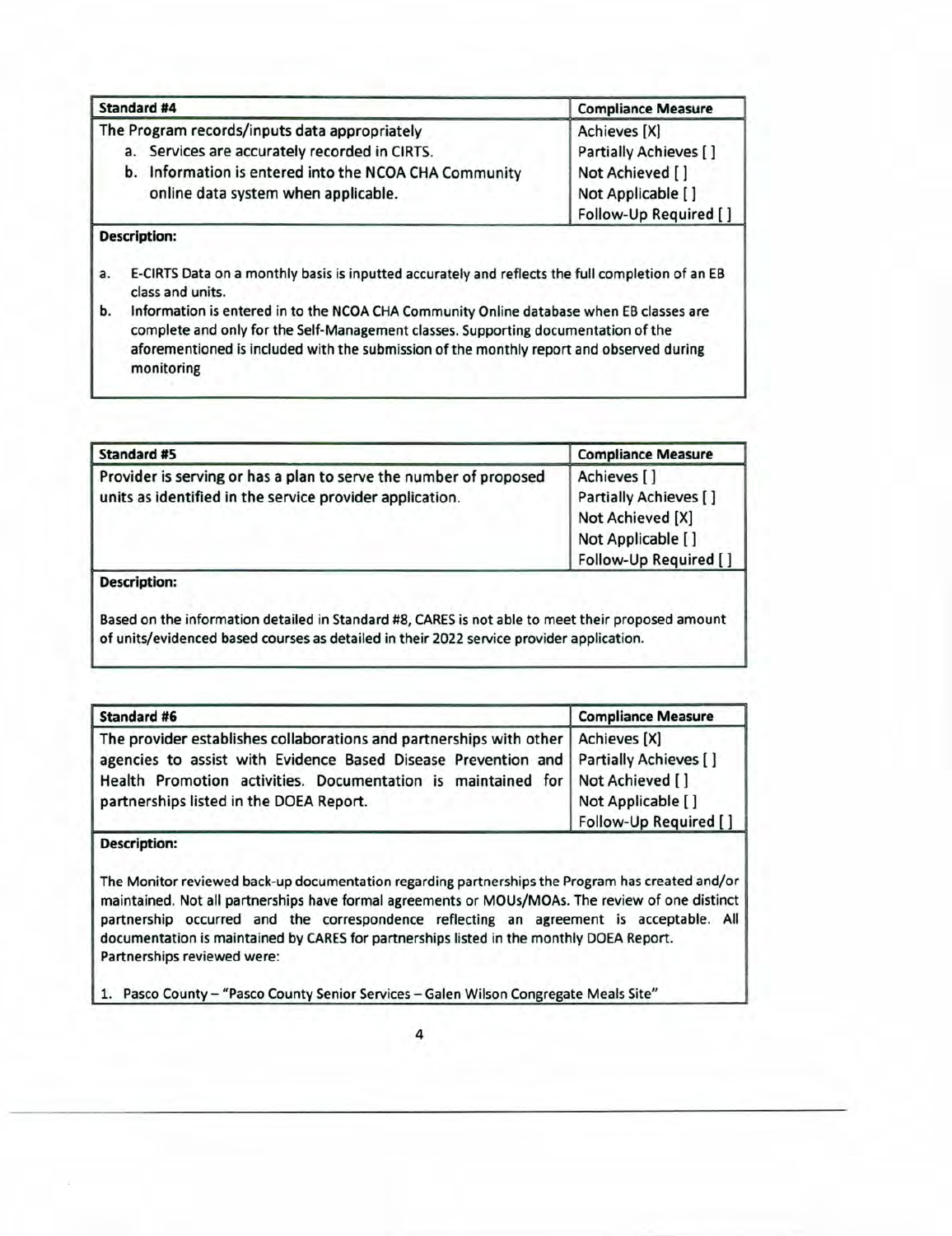| Standard #4 | Compliance Measure |
|---|---|
| The Program records/inputs data appropriately<br>a. Services are accurately recorded in CIRTS.<br>b. Information is entered into the NCOA CHA Community online data system when applicable. | Achieves [X]<br>Partially Achieves [ ]<br>Not Achieved [ ]<br>Not Applicable [ ]<br>Follow-Up Required [ ] |

**Description:**

a. E-CIRTS Data on a monthly basis is inputted accurately and reflects the full completion of an EB class and units.

b. Information is entered in to the NCOA CHA Community Online database when EB classes are complete and only for the Self-Management classes. Supporting documentation of the aforementioned is included with the submission of the monthly report and observed during monitoring

| Standard #5 | Compliance Measure |
|---|---|
| Provider is serving or has a plan to serve the number of proposed units as identified in the service provider application. | Achieves [ ]<br>Partially Achieves [ ]<br>Not Achieved [X]<br>Not Applicable [ ]<br>Follow-Up Required [ ] |

**Description:**

Based on the information detailed in Standard #8, CARES is not able to meet their proposed amount of units/evidenced based courses as detailed in their 2022 service provider application.

| Standard #6 | Compliance Measure |
|---|---|
| The provider establishes collaborations and partnerships with other agencies to assist with Evidence Based Disease Prevention and Health Promotion activities. Documentation is maintained for partnerships listed in the DOEA Report. | Achieves [X]<br>Partially Achieves [ ]<br>Not Achieved [ ]<br>Not Applicable [ ]<br>Follow-Up Required [ ] |

**Description:**

The Monitor reviewed back-up documentation regarding partnerships the Program has created and/or maintained. Not all partnerships have formal agreements or MOUs/MOAs. The review of one distinct partnership occurred and the correspondence reflecting an agreement is acceptable. All documentation is maintained by CARES for partnerships listed in the monthly DOEA Report. Partnerships reviewed were:

1. Pasco County – "Pasco County Senior Services – Galen Wilson Congregate Meals Site"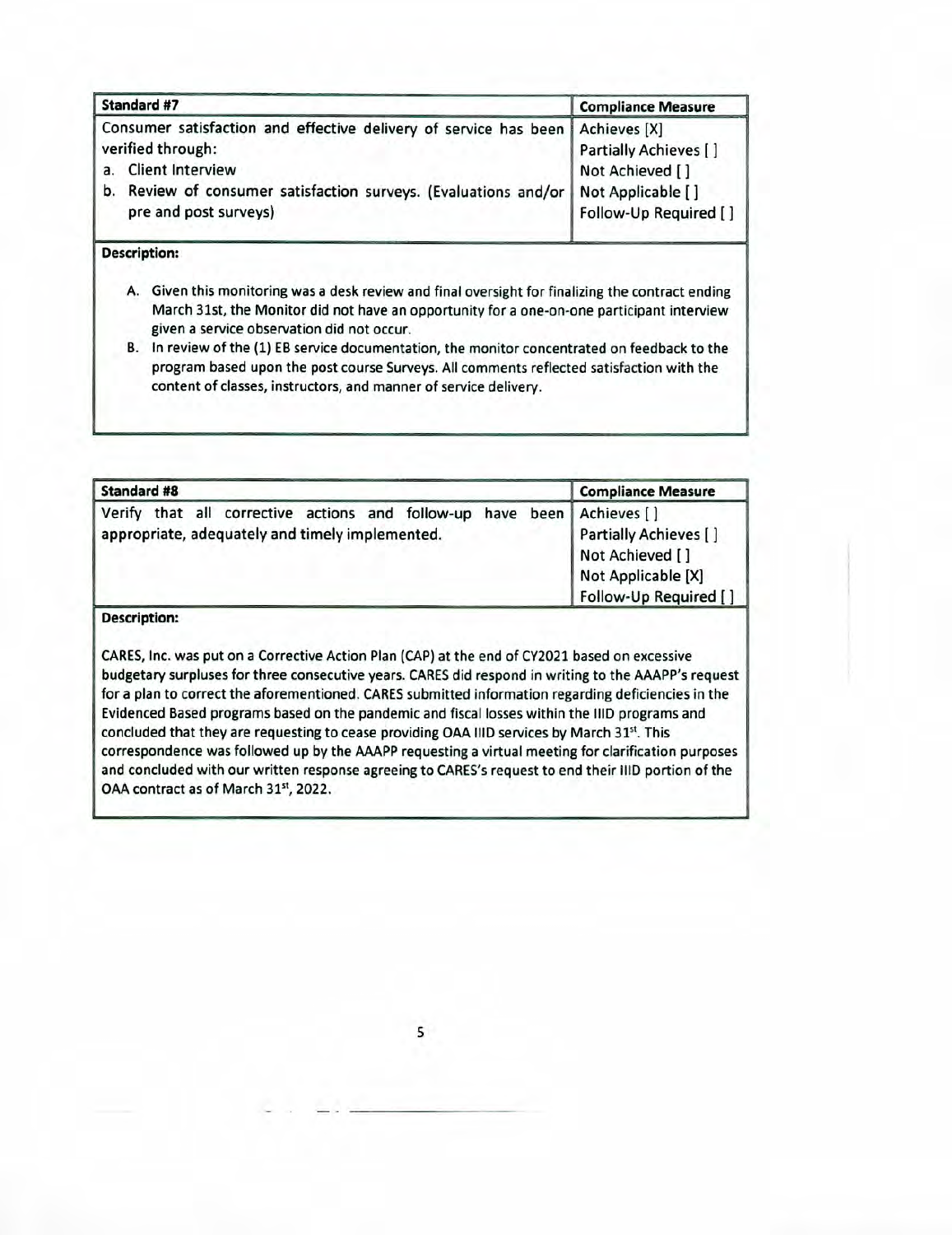| Standard #7 | Compliance Measure |
|---|---|
| Consumer satisfaction and effective delivery of service has been verified through:<br>a. Client Interview<br>b. Review of consumer satisfaction surveys. (Evaluations and/or pre and post surveys) | Achieves [X]<br>Partially Achieves [ ]<br>Not Achieved [ ]<br>Not Applicable [ ]<br>Follow-Up Required [ ] |

**Description:**

A. Given this monitoring was a desk review and final oversight for finalizing the contract ending March 31st, the Monitor did not have an opportunity for a one-on-one participant interview given a service observation did not occur.
B. In review of the (1) EB service documentation, the monitor concentrated on feedback to the program based upon the post course Surveys. All comments reflected satisfaction with the content of classes, instructors, and manner of service delivery.

| Standard #8 | Compliance Measure |
|---|---|
| Verify that all corrective actions and follow-up have been appropriate, adequately and timely implemented. | Achieves [ ]<br>Partially Achieves [ ]<br>Not Achieved [ ]<br>Not Applicable [X]<br>Follow-Up Required [ ] |

**Description:**

CARES, Inc. was put on a Corrective Action Plan (CAP) at the end of CY2021 based on excessive budgetary surpluses for three consecutive years. CARES did respond in writing to the AAAPP's request for a plan to correct the aforementioned. CARES submitted information regarding deficiencies in the Evidenced Based programs based on the pandemic and fiscal losses within the IIID programs and concluded that they are requesting to cease providing OAA IIID services by March 31st. This correspondence was followed up by the AAAPP requesting a virtual meeting for clarification purposes and concluded with our written response agreeing to CARES's request to end their IIID portion of the OAA contract as of March 31st, 2022.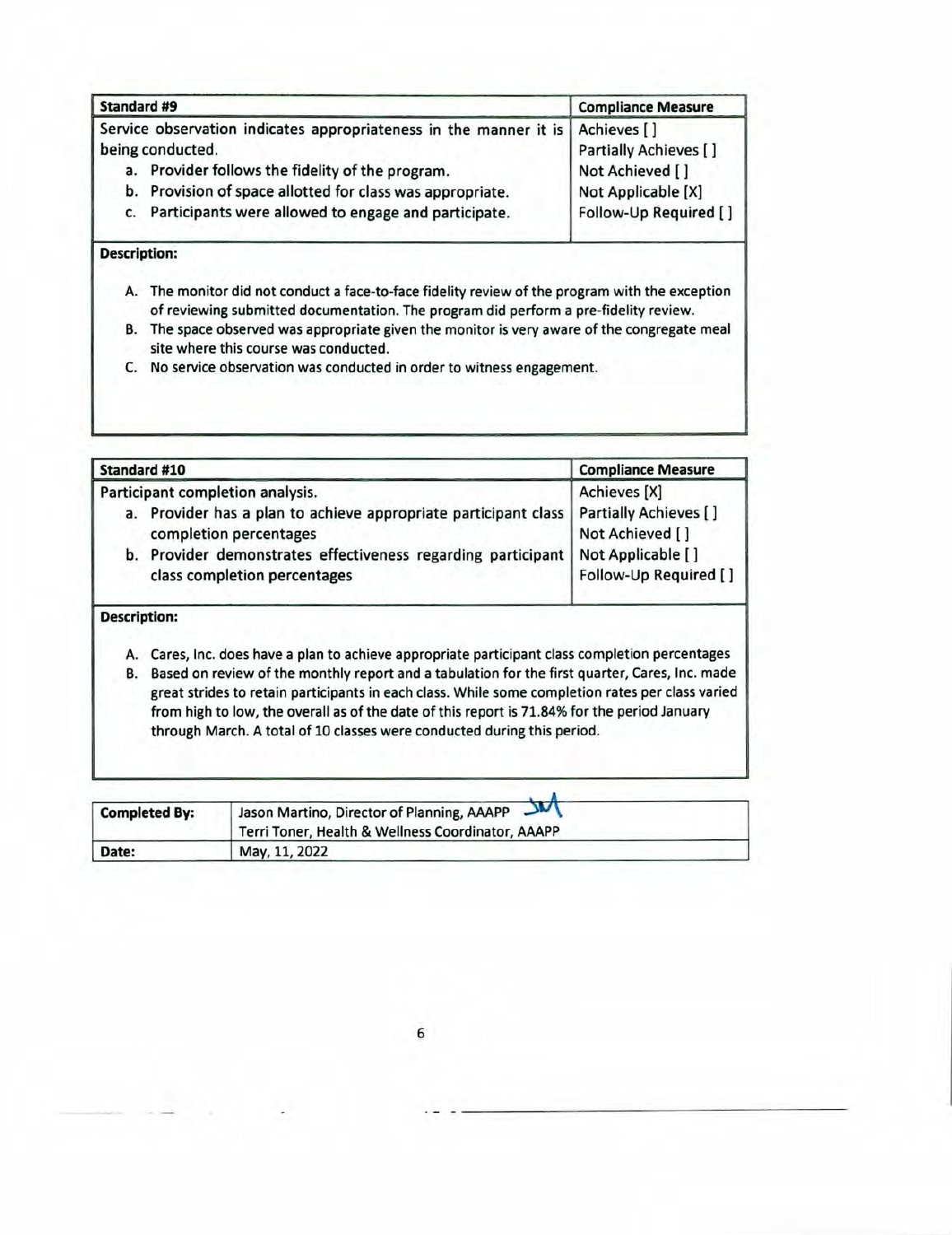| Standard #9 | Compliance Measure |
| --- | --- |
| Service observation indicates appropriateness in the manner it is being conducted.<br>a. Provider follows the fidelity of the program.<br>b. Provision of space allotted for class was appropriate.<br>c. Participants were allowed to engage and participate. | Achieves [ ]<br>Partially Achieves [ ]<br>Not Achieved [ ]<br>Not Applicable [X]<br>Follow-Up Required [ ] |

**Description:**

A. The monitor did not conduct a face-to-face fidelity review of the program with the exception of reviewing submitted documentation. The program did perform a pre-fidelity review.
B. The space observed was appropriate given the monitor is very aware of the congregate meal site where this course was conducted.
C. No service observation was conducted in order to witness engagement.

| Standard #10 | Compliance Measure |
| --- | --- |
| Participant completion analysis.<br>a. Provider has a plan to achieve appropriate participant class completion percentages<br>b. Provider demonstrates effectiveness regarding participant class completion percentages | Achieves [X]<br>Partially Achieves [ ]<br>Not Achieved [ ]<br>Not Applicable [ ]<br>Follow-Up Required [ ] |

**Description:**

A. Cares, Inc. does have a plan to achieve appropriate participant class completion percentages
B. Based on review of the monthly report and a tabulation for the first quarter, Cares, Inc. made great strides to retain participants in each class. While some completion rates per class varied from high to low, the overall as of the date of this report is 71.84% for the period January through March. A total of 10 classes were conducted during this period.

| | |
| --- | --- |
| **Completed By:** | Jason Martino, Director of Planning, AAAPP<br>Terri Toner, Health & Wellness Coordinator, AAAPP |
| **Date:** | May, 11, 2022 |